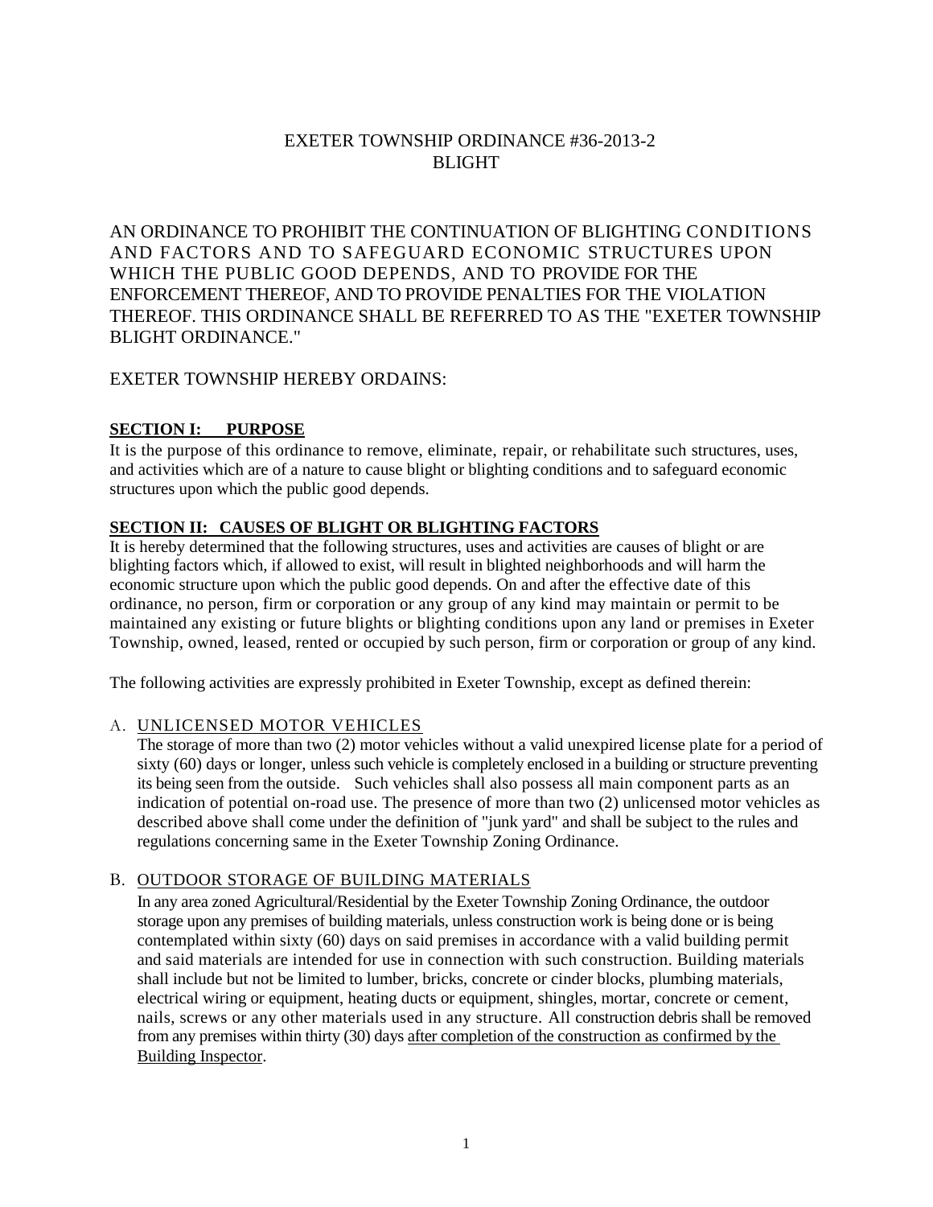# EXETER TOWNSHIP ORDINANCE #36-2013-2
# BLIGHT

AN ORDINANCE TO PROHIBIT THE CONTINUATION OF BLIGHTING CONDITIONS AND FACTORS AND TO SAFEGUARD ECONOMIC STRUCTURES UPON WHICH THE PUBLIC GOOD DEPENDS, AND TO PROVIDE FOR THE ENFORCEMENT THEREOF, AND TO PROVIDE PENALTIES FOR THE VIOLATION THEREOF. THIS ORDINANCE SHALL BE REFERRED TO AS THE "EXETER TOWNSHIP BLIGHT ORDINANCE."

EXETER TOWNSHIP HEREBY ORDAINS:

## SECTION I: PURPOSE

It is the purpose of this ordinance to remove, eliminate, repair, or rehabilitate such structures, uses, and activities which are of a nature to cause blight or blighting conditions and to safeguard economic structures upon which the public good depends.

## SECTION II: CAUSES OF BLIGHT OR BLIGHTING FACTORS

It is hereby determined that the following structures, uses and activities are causes of blight or are blighting factors which, if allowed to exist, will result in blighted neighborhoods and will harm the economic structure upon which the public good depends. On and after the effective date of this ordinance, no person, firm or corporation or any group of any kind may maintain or permit to be maintained any existing or future blights or blighting conditions upon any land or premises in Exeter Township, owned, leased, rented or occupied by such person, firm or corporation or group of any kind.

The following activities are expressly prohibited in Exeter Township, except as defined therein:

A. UNLICENSED MOTOR VEHICLES
The storage of more than two (2) motor vehicles without a valid unexpired license plate for a period of sixty (60) days or longer, unless such vehicle is completely enclosed in a building or structure preventing its being seen from the outside. Such vehicles shall also possess all main component parts as an indication of potential on-road use. The presence of more than two (2) unlicensed motor vehicles as described above shall come under the definition of "junk yard" and shall be subject to the rules and regulations concerning same in the Exeter Township Zoning Ordinance.

B. OUTDOOR STORAGE OF BUILDING MATERIALS
In any area zoned Agricultural/Residential by the Exeter Township Zoning Ordinance, the outdoor storage upon any premises of building materials, unless construction work is being done or is being contemplated within sixty (60) days on said premises in accordance with a valid building permit and said materials are intended for use in connection with such construction. Building materials shall include but not be limited to lumber, bricks, concrete or cinder blocks, plumbing materials, electrical wiring or equipment, heating ducts or equipment, shingles, mortar, concrete or cement, nails, screws or any other materials used in any structure. All construction debris shall be removed from any premises within thirty (30) days after completion of the construction as confirmed by the Building Inspector.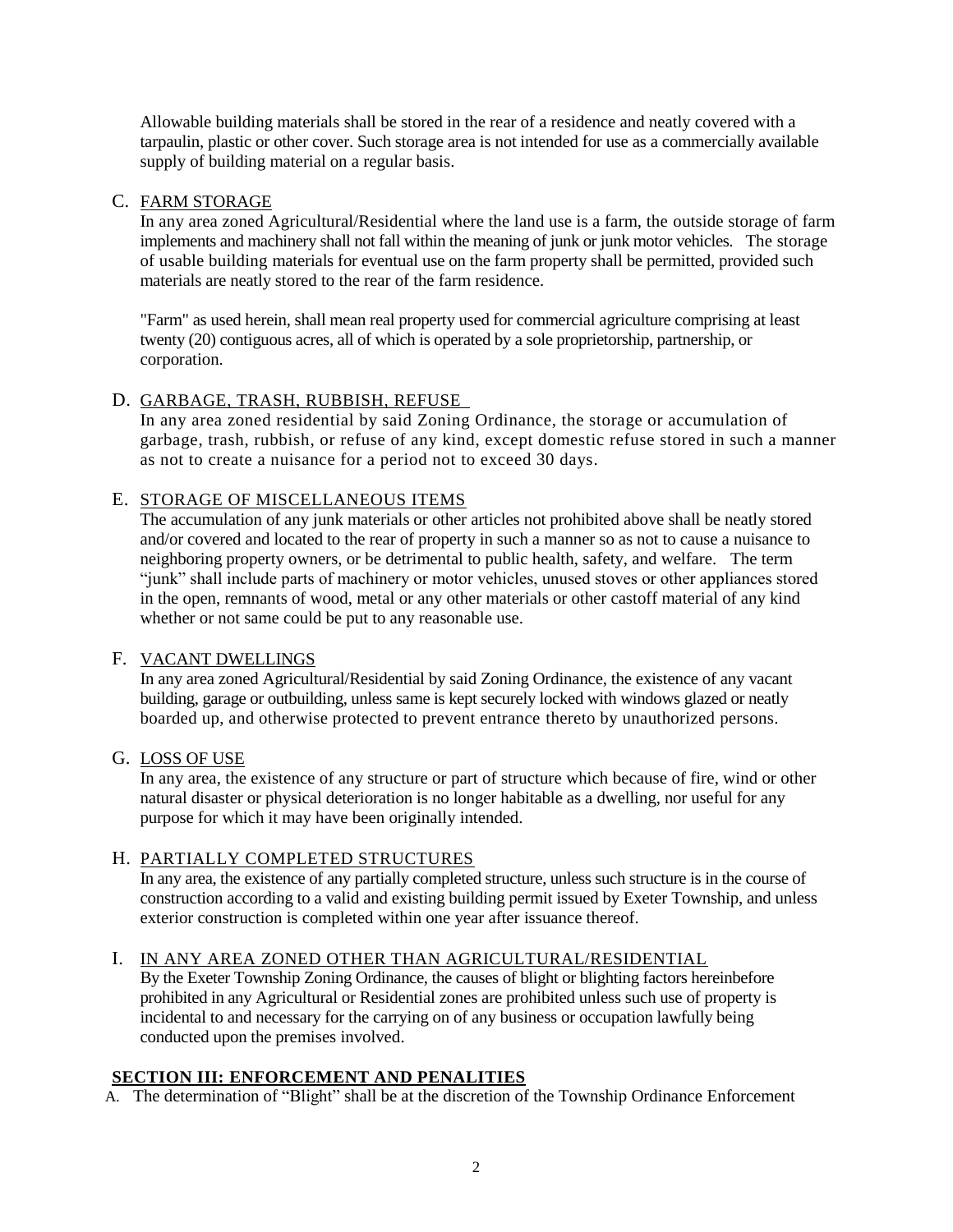Allowable building materials shall be stored in the rear of a residence and neatly covered with a tarpaulin, plastic or other cover. Such storage area is not intended for use as a commercially available supply of building material on a regular basis.

C. FARM STORAGE

In any area zoned Agricultural/Residential where the land use is a farm, the outside storage of farm implements and machinery shall not fall within the meaning of junk or junk motor vehicles. The storage of usable building materials for eventual use on the farm property shall be permitted, provided such materials are neatly stored to the rear of the farm residence.

"Farm" as used herein, shall mean real property used for commercial agriculture comprising at least twenty (20) contiguous acres, all of which is operated by a sole proprietorship, partnership, or corporation.

D. GARBAGE, TRASH, RUBBISH, REFUSE

In any area zoned residential by said Zoning Ordinance, the storage or accumulation of garbage, trash, rubbish, or refuse of any kind, except domestic refuse stored in such a manner as not to create a nuisance for a period not to exceed 30 days.

E. STORAGE OF MISCELLANEOUS ITEMS

The accumulation of any junk materials or other articles not prohibited above shall be neatly stored and/or covered and located to the rear of property in such a manner so as not to cause a nuisance to neighboring property owners, or be detrimental to public health, safety, and welfare. The term "junk" shall include parts of machinery or motor vehicles, unused stoves or other appliances stored in the open, remnants of wood, metal or any other materials or other castoff material of any kind whether or not same could be put to any reasonable use.

F. VACANT DWELLINGS

In any area zoned Agricultural/Residential by said Zoning Ordinance, the existence of any vacant building, garage or outbuilding, unless same is kept securely locked with windows glazed or neatly boarded up, and otherwise protected to prevent entrance thereto by unauthorized persons.

G. LOSS OF USE

In any area, the existence of any structure or part of structure which because of fire, wind or other natural disaster or physical deterioration is no longer habitable as a dwelling, nor useful for any purpose for which it may have been originally intended.

H. PARTIALLY COMPLETED STRUCTURES

In any area, the existence of any partially completed structure, unless such structure is in the course of construction according to a valid and existing building permit issued by Exeter Township, and unless exterior construction is completed within one year after issuance thereof.

I. IN ANY AREA ZONED OTHER THAN AGRICULTURAL/RESIDENTIAL

By the Exeter Township Zoning Ordinance, the causes of blight or blighting factors hereinbefore prohibited in any Agricultural or Residential zones are prohibited unless such use of property is incidental to and necessary for the carrying on of any business or occupation lawfully being conducted upon the premises involved.

## SECTION III: ENFORCEMENT AND PENALITIES

A. The determination of "Blight" shall be at the discretion of the Township Ordinance Enforcement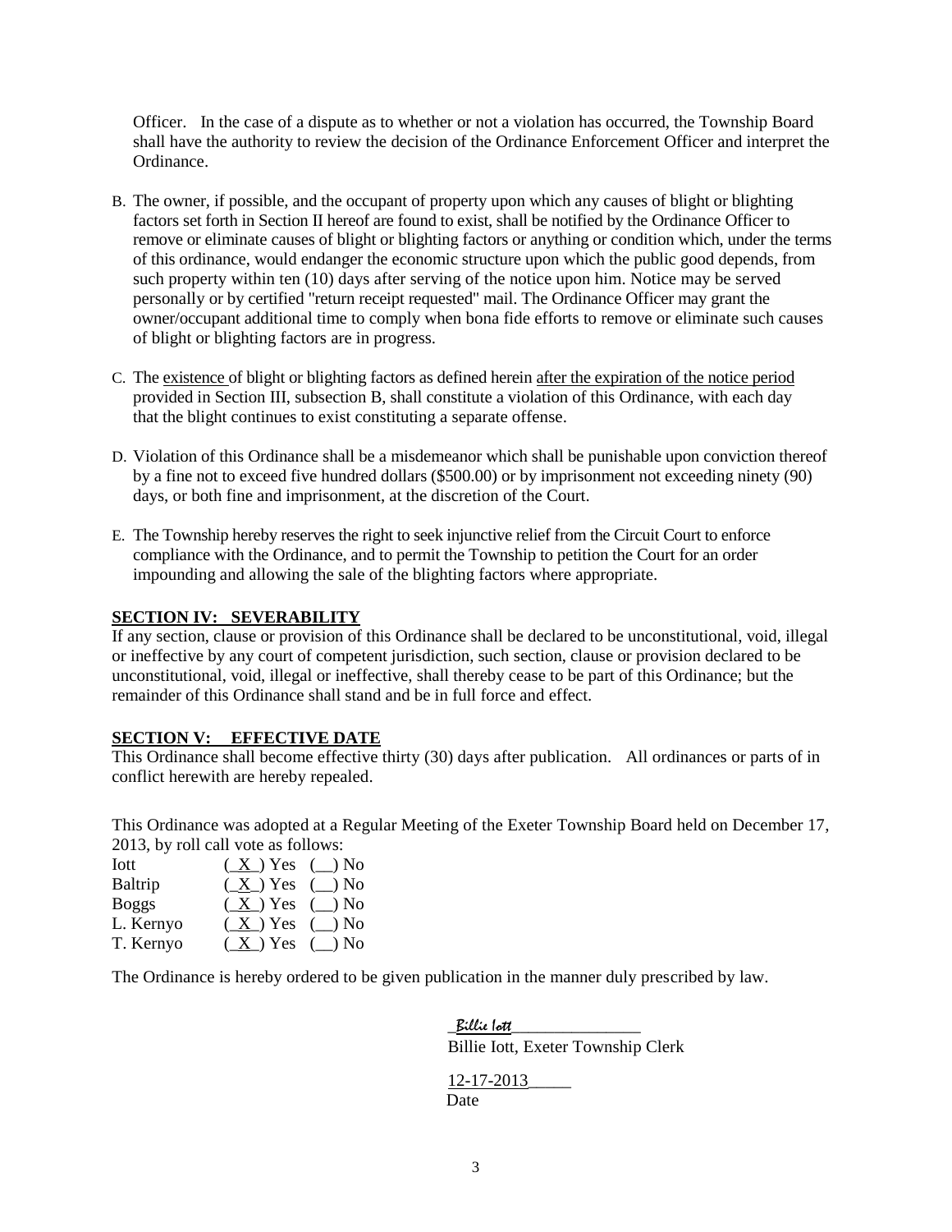Officer. In the case of a dispute as to whether or not a violation has occurred, the Township Board shall have the authority to review the decision of the Ordinance Enforcement Officer and interpret the Ordinance.

B. The owner, if possible, and the occupant of property upon which any causes of blight or blighting factors set forth in Section II hereof are found to exist, shall be notified by the Ordinance Officer to remove or eliminate causes of blight or blighting factors or anything or condition which, under the terms of this ordinance, would endanger the economic structure upon which the public good depends, from such property within ten (10) days after serving of the notice upon him. Notice may be served personally or by certified "return receipt requested" mail. The Ordinance Officer may grant the owner/occupant additional time to comply when bona fide efforts to remove or eliminate such causes of blight or blighting factors are in progress.

C. The <u>existence</u> of blight or blighting factors as defined herein <u>after the expiration of the notice period</u> provided in Section III, subsection B, shall constitute a violation of this Ordinance, with each day that the blight continues to exist constituting a separate offense.

D. Violation of this Ordinance shall be a misdemeanor which shall be punishable upon conviction thereof by a fine not to exceed five hundred dollars ($500.00) or by imprisonment not exceeding ninety (90) days, or both fine and imprisonment, at the discretion of the Court.

E. The Township hereby reserves the right to seek injunctive relief from the Circuit Court to enforce compliance with the Ordinance, and to permit the Township to petition the Court for an order impounding and allowing the sale of the blighting factors where appropriate.

## SECTION IV: SEVERABILITY

If any section, clause or provision of this Ordinance shall be declared to be unconstitutional, void, illegal or ineffective by any court of competent jurisdiction, such section, clause or provision declared to be unconstitutional, void, illegal or ineffective, shall thereby cease to be part of this Ordinance; but the remainder of this Ordinance shall stand and be in full force and effect.

## SECTION V: EFFECTIVE DATE

This Ordinance shall become effective thirty (30) days after publication. All ordinances or parts of in conflict herewith are hereby repealed.

This Ordinance was adopted at a Regular Meeting of the Exeter Township Board held on December 17, 2013, by roll call vote as follows:

| | | |
|---|---|---|
| Iott | (_X_) Yes | (__) No |
| Baltrip | (_X_) Yes | (__) No |
| Boggs | (_X_) Yes | (__) No |
| L. Kernyo | (_X_) Yes | (__) No |
| T. Kernyo | (_X_) Yes | (__) No |

The Ordinance is hereby ordered to be given publication in the manner duly prescribed by law.

_Billie Iott_______________
Billie Iott, Exeter Township Clerk

12-17-2013_____
Date